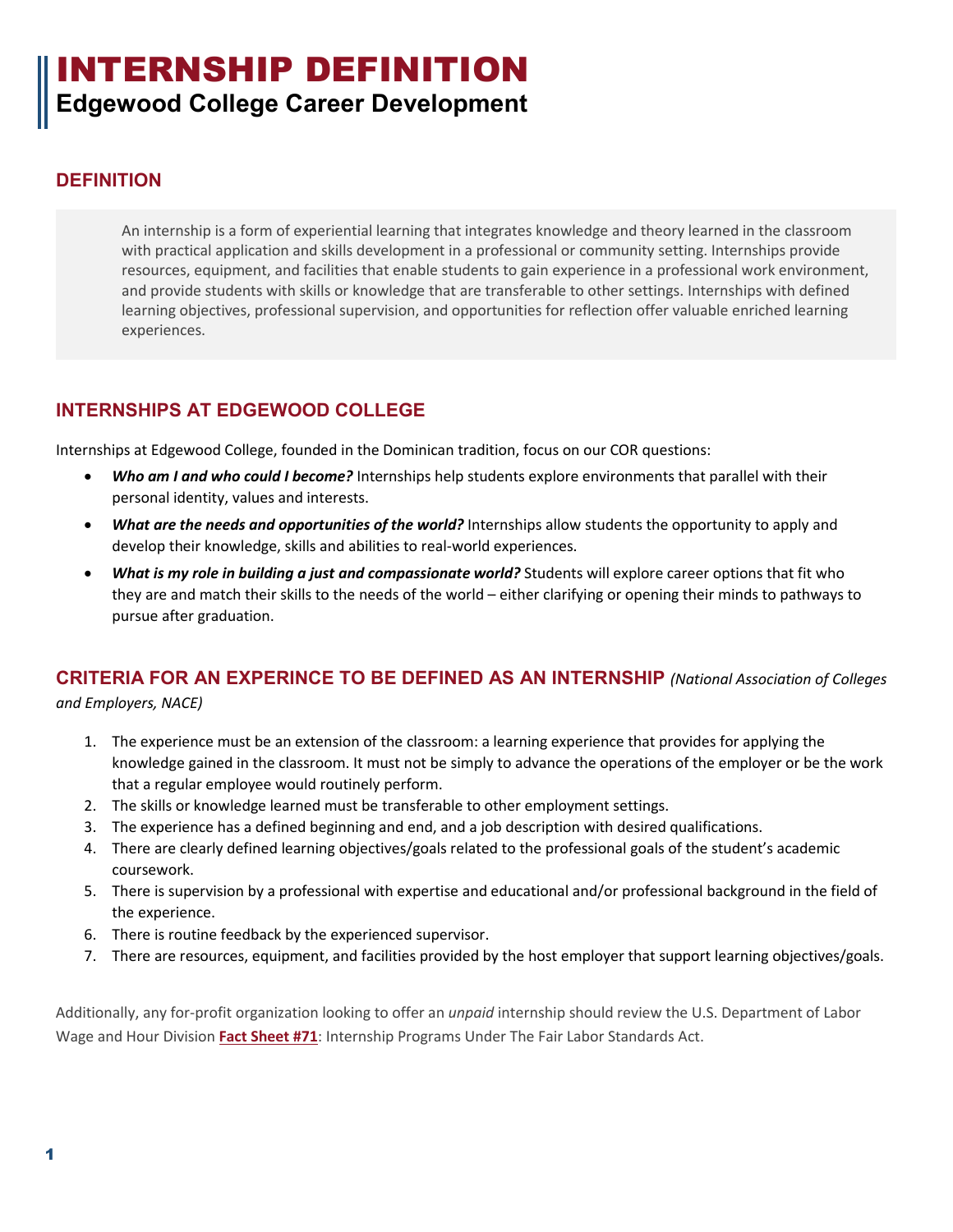# INTERNSHIP DEFINITION
## Edgewood College Career Development

### DEFINITION

An internship is a form of experiential learning that integrates knowledge and theory learned in the classroom with practical application and skills development in a professional or community setting. Internships provide resources, equipment, and facilities that enable students to gain experience in a professional work environment, and provide students with skills or knowledge that are transferable to other settings. Internships with defined learning objectives, professional supervision, and opportunities for reflection offer valuable enriched learning experiences.

### INTERNSHIPS AT EDGEWOOD COLLEGE

Internships at Edgewood College, founded in the Dominican tradition, focus on our COR questions:

- ***Who am I and who could I become?*** Internships help students explore environments that parallel with their personal identity, values and interests.
- ***What are the needs and opportunities of the world?*** Internships allow students the opportunity to apply and develop their knowledge, skills and abilities to real-world experiences.
- ***What is my role in building a just and compassionate world?*** Students will explore career options that fit who they are and match their skills to the needs of the world – either clarifying or opening their minds to pathways to pursue after graduation.

### CRITERIA FOR AN EXPERINCE TO BE DEFINED AS AN INTERNSHIP *(National Association of Colleges and Employers, NACE)*

1. The experience must be an extension of the classroom: a learning experience that provides for applying the knowledge gained in the classroom. It must not be simply to advance the operations of the employer or be the work that a regular employee would routinely perform.
2. The skills or knowledge learned must be transferable to other employment settings.
3. The experience has a defined beginning and end, and a job description with desired qualifications.
4. There are clearly defined learning objectives/goals related to the professional goals of the student's academic coursework.
5. There is supervision by a professional with expertise and educational and/or professional background in the field of the experience.
6. There is routine feedback by the experienced supervisor.
7. There are resources, equipment, and facilities provided by the host employer that support learning objectives/goals.

Additionally, any for-profit organization looking to offer an *unpaid* internship should review the U.S. Department of Labor Wage and Hour Division **Fact Sheet #71**: Internship Programs Under The Fair Labor Standards Act.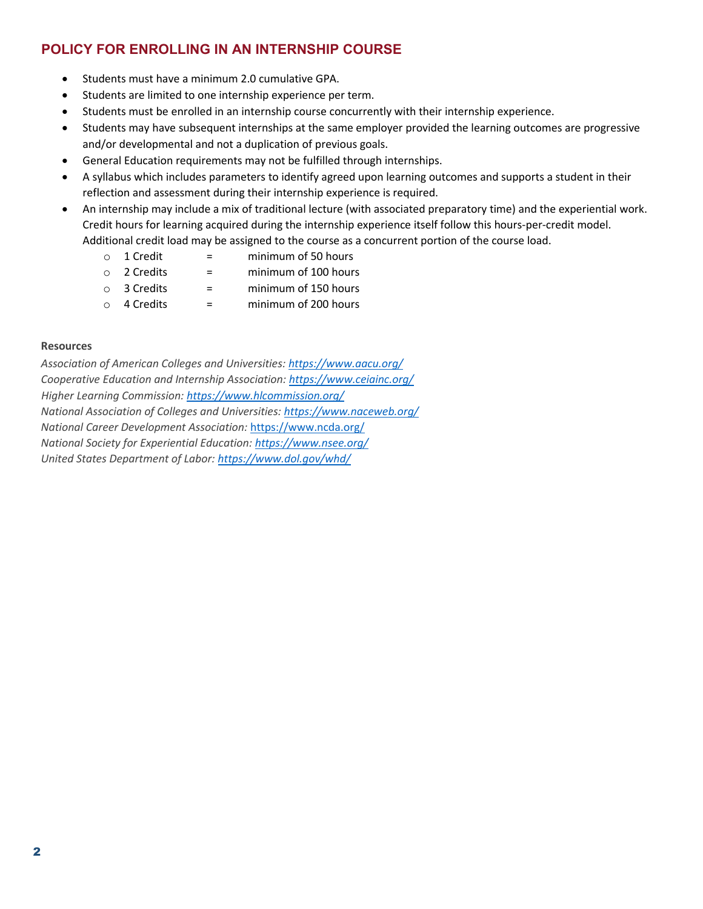## POLICY FOR ENROLLING IN AN INTERNSHIP COURSE

- Students must have a minimum 2.0 cumulative GPA.
- Students are limited to one internship experience per term.
- Students must be enrolled in an internship course concurrently with their internship experience.
- Students may have subsequent internships at the same employer provided the learning outcomes are progressive and/or developmental and not a duplication of previous goals.
- General Education requirements may not be fulfilled through internships.
- A syllabus which includes parameters to identify agreed upon learning outcomes and supports a student in their reflection and assessment during their internship experience is required.
- An internship may include a mix of traditional lecture (with associated preparatory time) and the experiential work. Credit hours for learning acquired during the internship experience itself follow this hours-per-credit model. Additional credit load may be assigned to the course as a concurrent portion of the course load.
  - 1 Credit = minimum of 50 hours
  - 2 Credits = minimum of 100 hours
  - 3 Credits = minimum of 150 hours
  - 4 Credits = minimum of 200 hours

**Resources**

*Association of American Colleges and Universities:* *https://www.aacu.org/*
*Cooperative Education and Internship Association:* *https://www.ceiainc.org/*
*Higher Learning Commission:* *https://www.hlcommission.org/*
*National Association of Colleges and Universities:* *https://www.naceweb.org/*
*National Career Development Association:* https://www.ncda.org/
*National Society for Experiential Education:* *https://www.nsee.org/*
*United States Department of Labor:* *https://www.dol.gov/whd/*